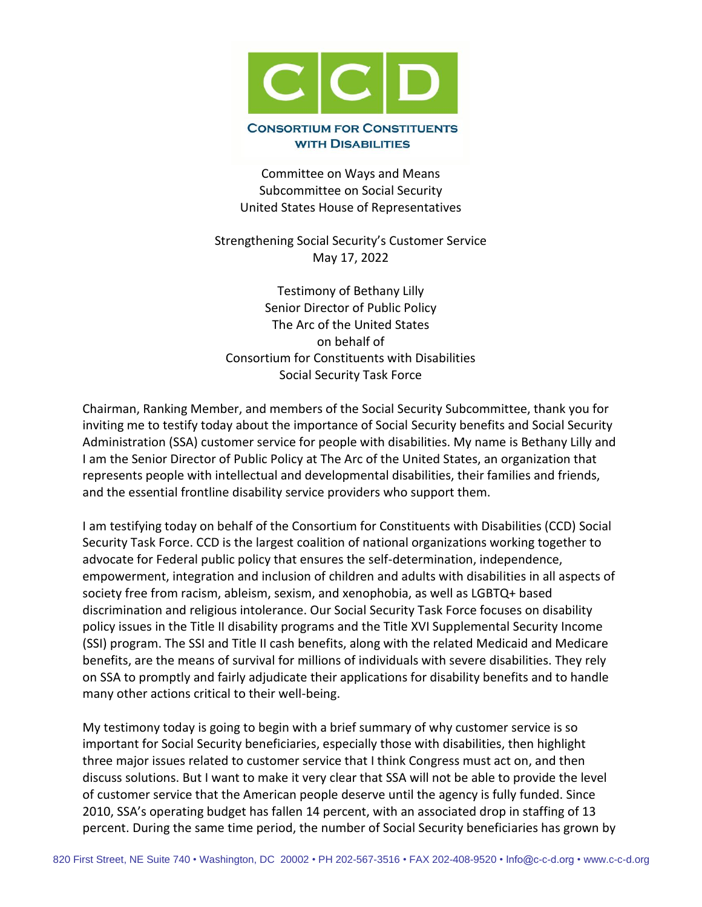# CCD

**CONSORTIUM FOR CONSTITUENTS WITH DISABILITIES**

Committee on Ways and Means
Subcommittee on Social Security
United States House of Representatives

Strengthening Social Security's Customer Service
May 17, 2022

Testimony of Bethany Lilly
Senior Director of Public Policy
The Arc of the United States
on behalf of
Consortium for Constituents with Disabilities
Social Security Task Force

Chairman, Ranking Member, and members of the Social Security Subcommittee, thank you for inviting me to testify today about the importance of Social Security benefits and Social Security Administration (SSA) customer service for people with disabilities. My name is Bethany Lilly and I am the Senior Director of Public Policy at The Arc of the United States, an organization that represents people with intellectual and developmental disabilities, their families and friends, and the essential frontline disability service providers who support them.

I am testifying today on behalf of the Consortium for Constituents with Disabilities (CCD) Social Security Task Force. CCD is the largest coalition of national organizations working together to advocate for Federal public policy that ensures the self-determination, independence, empowerment, integration and inclusion of children and adults with disabilities in all aspects of society free from racism, ableism, sexism, and xenophobia, as well as LGBTQ+ based discrimination and religious intolerance. Our Social Security Task Force focuses on disability policy issues in the Title II disability programs and the Title XVI Supplemental Security Income (SSI) program. The SSI and Title II cash benefits, along with the related Medicaid and Medicare benefits, are the means of survival for millions of individuals with severe disabilities. They rely on SSA to promptly and fairly adjudicate their applications for disability benefits and to handle many other actions critical to their well-being.

My testimony today is going to begin with a brief summary of why customer service is so important for Social Security beneficiaries, especially those with disabilities, then highlight three major issues related to customer service that I think Congress must act on, and then discuss solutions. But I want to make it very clear that SSA will not be able to provide the level of customer service that the American people deserve until the agency is fully funded. Since 2010, SSA's operating budget has fallen 14 percent, with an associated drop in staffing of 13 percent. During the same time period, the number of Social Security beneficiaries has grown by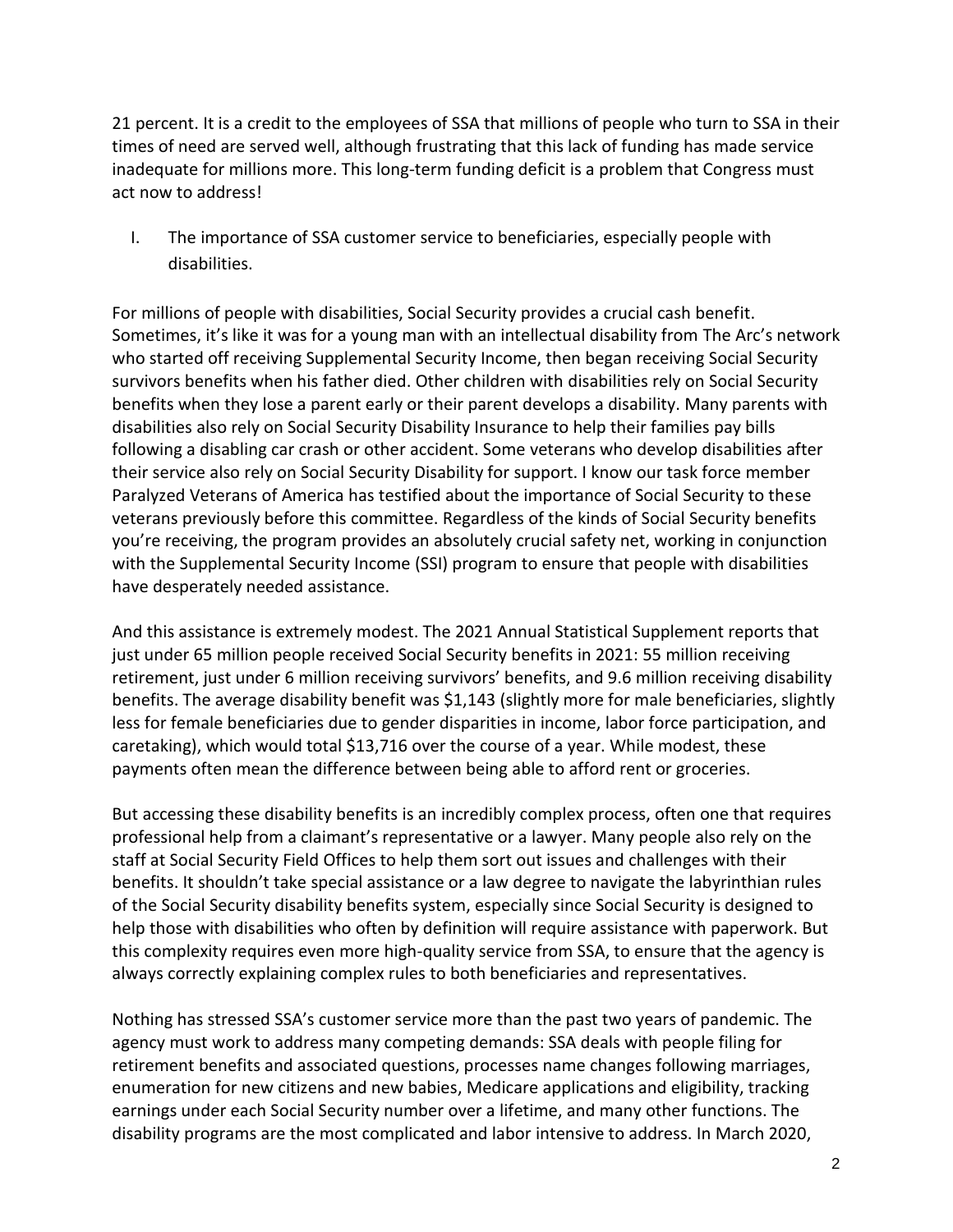21 percent. It is a credit to the employees of SSA that millions of people who turn to SSA in their times of need are served well, although frustrating that this lack of funding has made service inadequate for millions more. This long-term funding deficit is a problem that Congress must act now to address!

I. The importance of SSA customer service to beneficiaries, especially people with disabilities.

For millions of people with disabilities, Social Security provides a crucial cash benefit. Sometimes, it's like it was for a young man with an intellectual disability from The Arc's network who started off receiving Supplemental Security Income, then began receiving Social Security survivors benefits when his father died. Other children with disabilities rely on Social Security benefits when they lose a parent early or their parent develops a disability. Many parents with disabilities also rely on Social Security Disability Insurance to help their families pay bills following a disabling car crash or other accident. Some veterans who develop disabilities after their service also rely on Social Security Disability for support. I know our task force member Paralyzed Veterans of America has testified about the importance of Social Security to these veterans previously before this committee. Regardless of the kinds of Social Security benefits you're receiving, the program provides an absolutely crucial safety net, working in conjunction with the Supplemental Security Income (SSI) program to ensure that people with disabilities have desperately needed assistance.

And this assistance is extremely modest. The 2021 Annual Statistical Supplement reports that just under 65 million people received Social Security benefits in 2021: 55 million receiving retirement, just under 6 million receiving survivors' benefits, and 9.6 million receiving disability benefits. The average disability benefit was $1,143 (slightly more for male beneficiaries, slightly less for female beneficiaries due to gender disparities in income, labor force participation, and caretaking), which would total $13,716 over the course of a year. While modest, these payments often mean the difference between being able to afford rent or groceries.

But accessing these disability benefits is an incredibly complex process, often one that requires professional help from a claimant's representative or a lawyer. Many people also rely on the staff at Social Security Field Offices to help them sort out issues and challenges with their benefits. It shouldn't take special assistance or a law degree to navigate the labyrinthian rules of the Social Security disability benefits system, especially since Social Security is designed to help those with disabilities who often by definition will require assistance with paperwork. But this complexity requires even more high-quality service from SSA, to ensure that the agency is always correctly explaining complex rules to both beneficiaries and representatives.

Nothing has stressed SSA's customer service more than the past two years of pandemic. The agency must work to address many competing demands: SSA deals with people filing for retirement benefits and associated questions, processes name changes following marriages, enumeration for new citizens and new babies, Medicare applications and eligibility, tracking earnings under each Social Security number over a lifetime, and many other functions. The disability programs are the most complicated and labor intensive to address. In March 2020,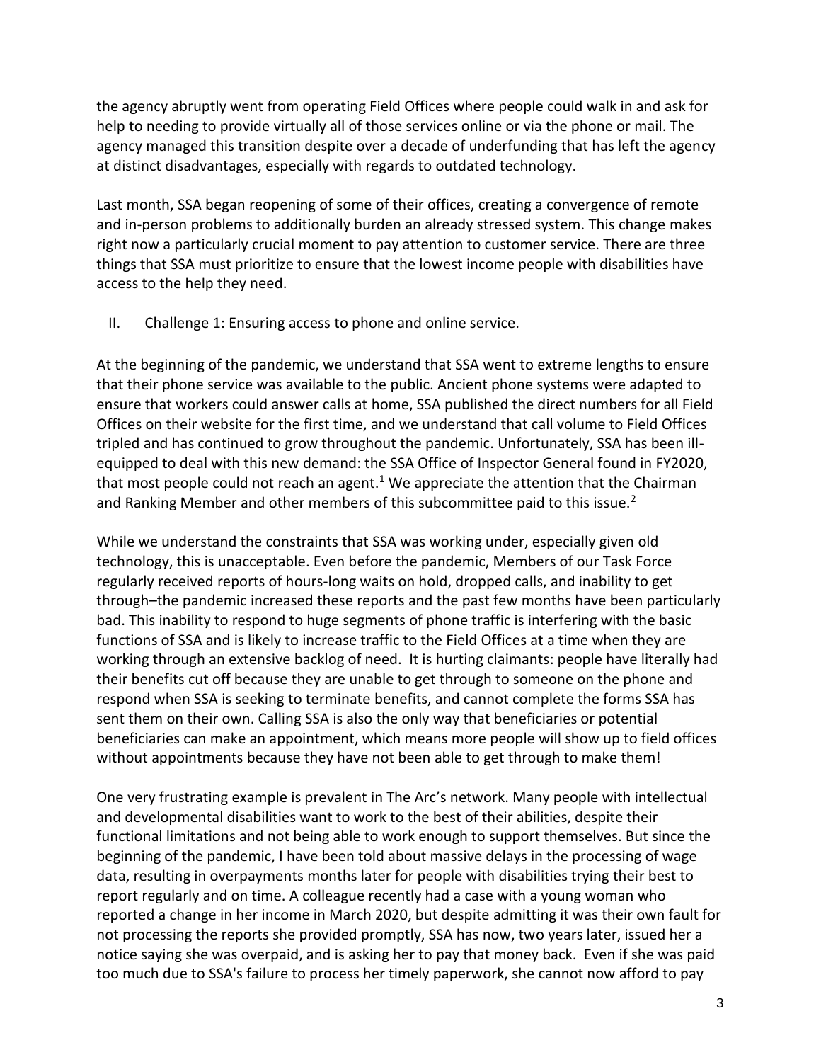the agency abruptly went from operating Field Offices where people could walk in and ask for help to needing to provide virtually all of those services online or via the phone or mail. The agency managed this transition despite over a decade of underfunding that has left the agency at distinct disadvantages, especially with regards to outdated technology.

Last month, SSA began reopening of some of their offices, creating a convergence of remote and in-person problems to additionally burden an already stressed system. This change makes right now a particularly crucial moment to pay attention to customer service. There are three things that SSA must prioritize to ensure that the lowest income people with disabilities have access to the help they need.

## II. Challenge 1: Ensuring access to phone and online service.

At the beginning of the pandemic, we understand that SSA went to extreme lengths to ensure that their phone service was available to the public. Ancient phone systems were adapted to ensure that workers could answer calls at home, SSA published the direct numbers for all Field Offices on their website for the first time, and we understand that call volume to Field Offices tripled and has continued to grow throughout the pandemic. Unfortunately, SSA has been ill-equipped to deal with this new demand: the SSA Office of Inspector General found in FY2020, that most people could not reach an agent.[1] We appreciate the attention that the Chairman and Ranking Member and other members of this subcommittee paid to this issue.[2]

While we understand the constraints that SSA was working under, especially given old technology, this is unacceptable. Even before the pandemic, Members of our Task Force regularly received reports of hours-long waits on hold, dropped calls, and inability to get through–the pandemic increased these reports and the past few months have been particularly bad. This inability to respond to huge segments of phone traffic is interfering with the basic functions of SSA and is likely to increase traffic to the Field Offices at a time when they are working through an extensive backlog of need. It is hurting claimants: people have literally had their benefits cut off because they are unable to get through to someone on the phone and respond when SSA is seeking to terminate benefits, and cannot complete the forms SSA has sent them on their own. Calling SSA is also the only way that beneficiaries or potential beneficiaries can make an appointment, which means more people will show up to field offices without appointments because they have not been able to get through to make them!

One very frustrating example is prevalent in The Arc's network. Many people with intellectual and developmental disabilities want to work to the best of their abilities, despite their functional limitations and not being able to work enough to support themselves. But since the beginning of the pandemic, I have been told about massive delays in the processing of wage data, resulting in overpayments months later for people with disabilities trying their best to report regularly and on time. A colleague recently had a case with a young woman who reported a change in her income in March 2020, but despite admitting it was their own fault for not processing the reports she provided promptly, SSA has now, two years later, issued her a notice saying she was overpaid, and is asking her to pay that money back. Even if she was paid too much due to SSA's failure to process her timely paperwork, she cannot now afford to pay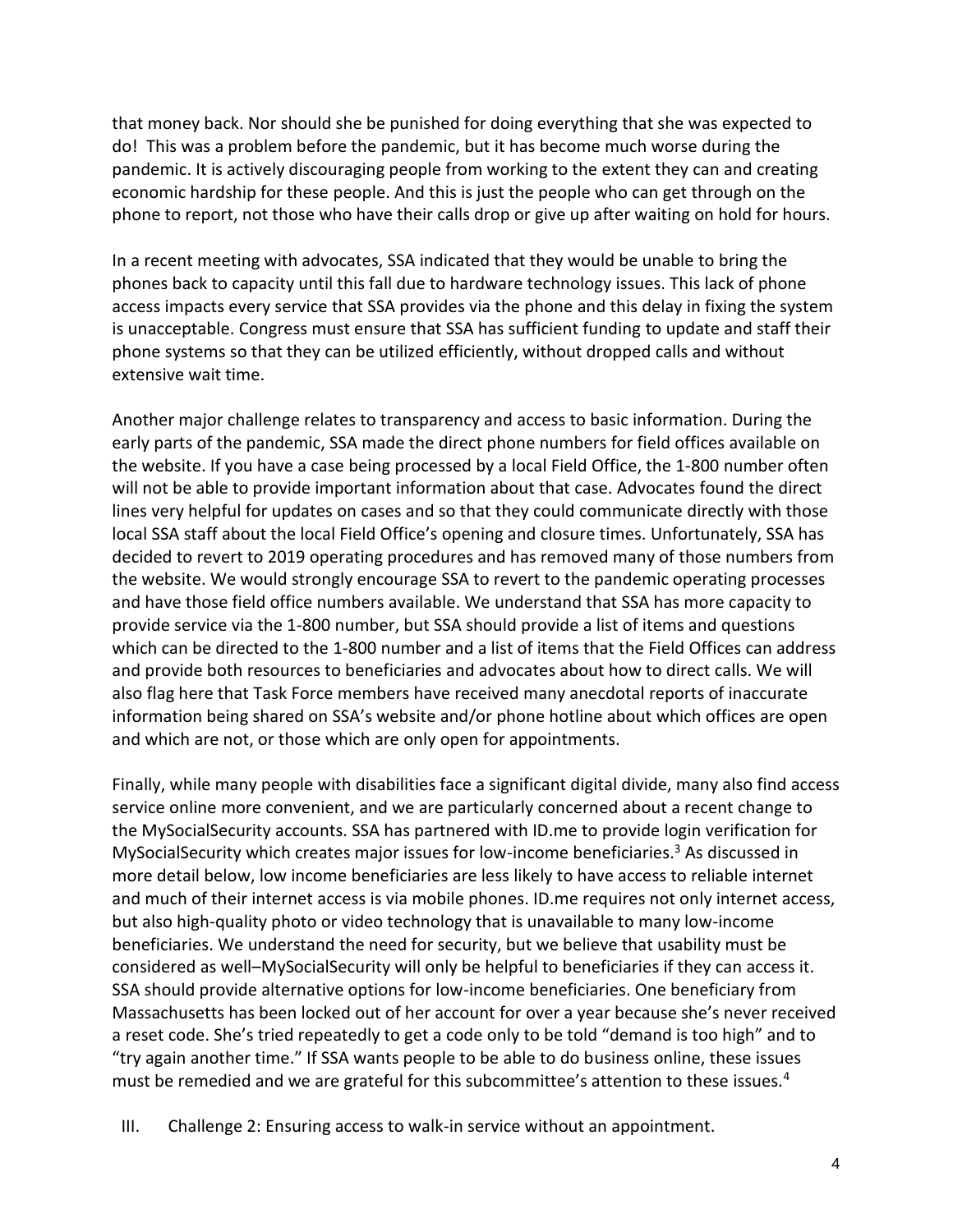that money back. Nor should she be punished for doing everything that she was expected to do! This was a problem before the pandemic, but it has become much worse during the pandemic. It is actively discouraging people from working to the extent they can and creating economic hardship for these people. And this is just the people who can get through on the phone to report, not those who have their calls drop or give up after waiting on hold for hours.

In a recent meeting with advocates, SSA indicated that they would be unable to bring the phones back to capacity until this fall due to hardware technology issues. This lack of phone access impacts every service that SSA provides via the phone and this delay in fixing the system is unacceptable. Congress must ensure that SSA has sufficient funding to update and staff their phone systems so that they can be utilized efficiently, without dropped calls and without extensive wait time.

Another major challenge relates to transparency and access to basic information. During the early parts of the pandemic, SSA made the direct phone numbers for field offices available on the website. If you have a case being processed by a local Field Office, the 1-800 number often will not be able to provide important information about that case. Advocates found the direct lines very helpful for updates on cases and so that they could communicate directly with those local SSA staff about the local Field Office's opening and closure times. Unfortunately, SSA has decided to revert to 2019 operating procedures and has removed many of those numbers from the website. We would strongly encourage SSA to revert to the pandemic operating processes and have those field office numbers available. We understand that SSA has more capacity to provide service via the 1-800 number, but SSA should provide a list of items and questions which can be directed to the 1-800 number and a list of items that the Field Offices can address and provide both resources to beneficiaries and advocates about how to direct calls. We will also flag here that Task Force members have received many anecdotal reports of inaccurate information being shared on SSA's website and/or phone hotline about which offices are open and which are not, or those which are only open for appointments.

Finally, while many people with disabilities face a significant digital divide, many also find access service online more convenient, and we are particularly concerned about a recent change to the MySocialSecurity accounts. SSA has partnered with ID.me to provide login verification for MySocialSecurity which creates major issues for low-income beneficiaries.[3] As discussed in more detail below, low income beneficiaries are less likely to have access to reliable internet and much of their internet access is via mobile phones. ID.me requires not only internet access, but also high-quality photo or video technology that is unavailable to many low-income beneficiaries. We understand the need for security, but we believe that usability must be considered as well–MySocialSecurity will only be helpful to beneficiaries if they can access it. SSA should provide alternative options for low-income beneficiaries. One beneficiary from Massachusetts has been locked out of her account for over a year because she's never received a reset code. She's tried repeatedly to get a code only to be told "demand is too high" and to "try again another time." If SSA wants people to be able to do business online, these issues must be remedied and we are grateful for this subcommittee's attention to these issues.[4]

## III. Challenge 2: Ensuring access to walk-in service without an appointment.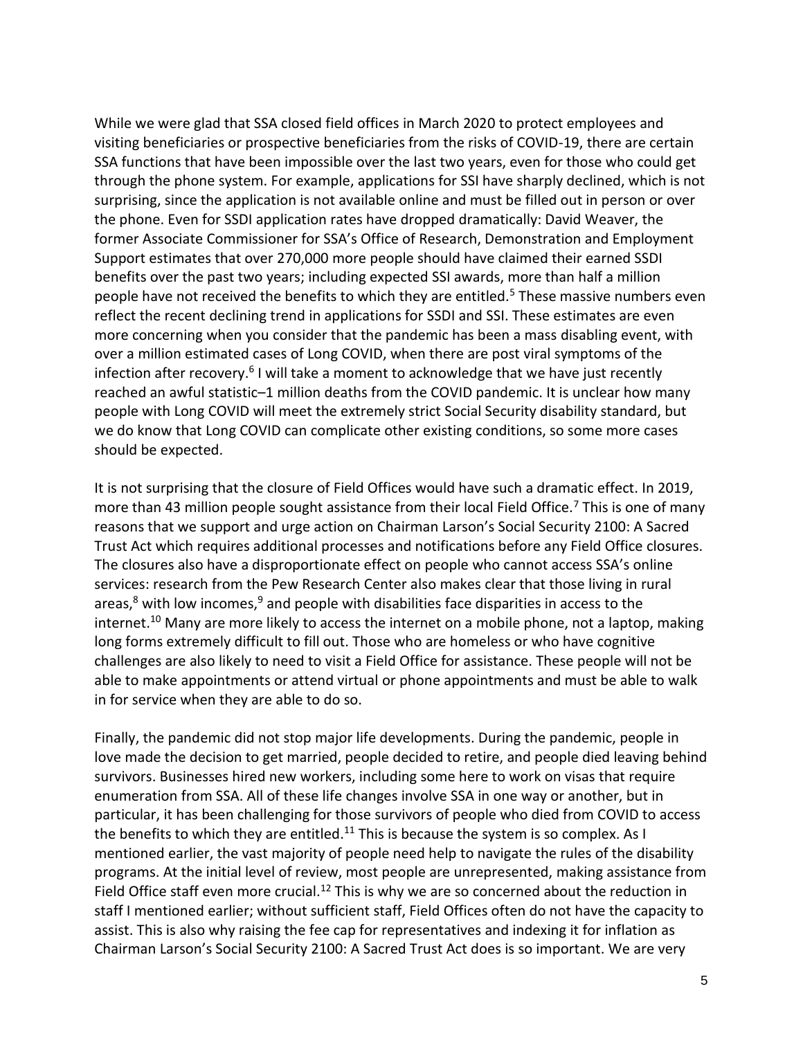While we were glad that SSA closed field offices in March 2020 to protect employees and visiting beneficiaries or prospective beneficiaries from the risks of COVID-19, there are certain SSA functions that have been impossible over the last two years, even for those who could get through the phone system. For example, applications for SSI have sharply declined, which is not surprising, since the application is not available online and must be filled out in person or over the phone. Even for SSDI application rates have dropped dramatically: David Weaver, the former Associate Commissioner for SSA's Office of Research, Demonstration and Employment Support estimates that over 270,000 more people should have claimed their earned SSDI benefits over the past two years; including expected SSI awards, more than half a million people have not received the benefits to which they are entitled.[5] These massive numbers even reflect the recent declining trend in applications for SSDI and SSI. These estimates are even more concerning when you consider that the pandemic has been a mass disabling event, with over a million estimated cases of Long COVID, when there are post viral symptoms of the infection after recovery.[6] I will take a moment to acknowledge that we have just recently reached an awful statistic–1 million deaths from the COVID pandemic. It is unclear how many people with Long COVID will meet the extremely strict Social Security disability standard, but we do know that Long COVID can complicate other existing conditions, so some more cases should be expected.

It is not surprising that the closure of Field Offices would have such a dramatic effect. In 2019, more than 43 million people sought assistance from their local Field Office.[7] This is one of many reasons that we support and urge action on Chairman Larson's Social Security 2100: A Sacred Trust Act which requires additional processes and notifications before any Field Office closures. The closures also have a disproportionate effect on people who cannot access SSA's online services: research from the Pew Research Center also makes clear that those living in rural areas,[8] with low incomes,[9] and people with disabilities face disparities in access to the internet.[10] Many are more likely to access the internet on a mobile phone, not a laptop, making long forms extremely difficult to fill out. Those who are homeless or who have cognitive challenges are also likely to need to visit a Field Office for assistance. These people will not be able to make appointments or attend virtual or phone appointments and must be able to walk in for service when they are able to do so.

Finally, the pandemic did not stop major life developments. During the pandemic, people in love made the decision to get married, people decided to retire, and people died leaving behind survivors. Businesses hired new workers, including some here to work on visas that require enumeration from SSA. All of these life changes involve SSA in one way or another, but in particular, it has been challenging for those survivors of people who died from COVID to access the benefits to which they are entitled.[11] This is because the system is so complex. As I mentioned earlier, the vast majority of people need help to navigate the rules of the disability programs. At the initial level of review, most people are unrepresented, making assistance from Field Office staff even more crucial.[12] This is why we are so concerned about the reduction in staff I mentioned earlier; without sufficient staff, Field Offices often do not have the capacity to assist. This is also why raising the fee cap for representatives and indexing it for inflation as Chairman Larson's Social Security 2100: A Sacred Trust Act does is so important. We are very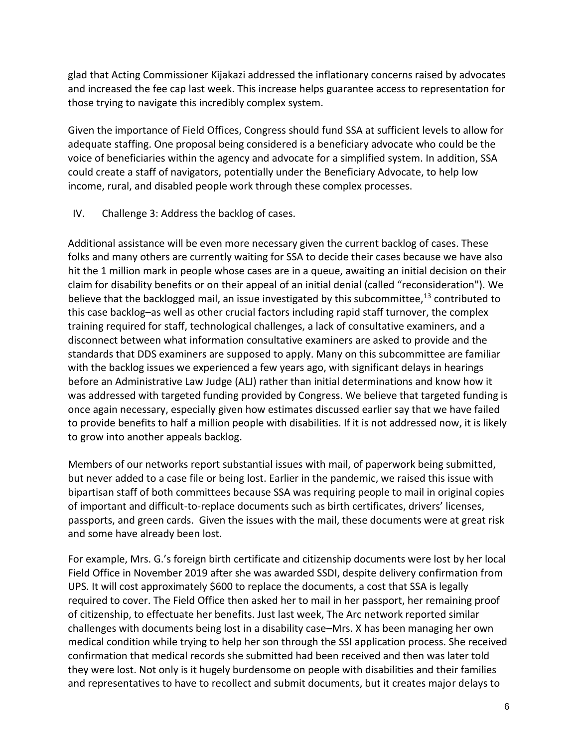glad that Acting Commissioner Kijakazi addressed the inflationary concerns raised by advocates and increased the fee cap last week. This increase helps guarantee access to representation for those trying to navigate this incredibly complex system.

Given the importance of Field Offices, Congress should fund SSA at sufficient levels to allow for adequate staffing. One proposal being considered is a beneficiary advocate who could be the voice of beneficiaries within the agency and advocate for a simplified system. In addition, SSA could create a staff of navigators, potentially under the Beneficiary Advocate, to help low income, rural, and disabled people work through these complex processes.

## IV. Challenge 3: Address the backlog of cases.

Additional assistance will be even more necessary given the current backlog of cases. These folks and many others are currently waiting for SSA to decide their cases because we have also hit the 1 million mark in people whose cases are in a queue, awaiting an initial decision on their claim for disability benefits or on their appeal of an initial denial (called "reconsideration"). We believe that the backlogged mail, an issue investigated by this subcommittee,[13] contributed to this case backlog–as well as other crucial factors including rapid staff turnover, the complex training required for staff, technological challenges, a lack of consultative examiners, and a disconnect between what information consultative examiners are asked to provide and the standards that DDS examiners are supposed to apply. Many on this subcommittee are familiar with the backlog issues we experienced a few years ago, with significant delays in hearings before an Administrative Law Judge (ALJ) rather than initial determinations and know how it was addressed with targeted funding provided by Congress. We believe that targeted funding is once again necessary, especially given how estimates discussed earlier say that we have failed to provide benefits to half a million people with disabilities. If it is not addressed now, it is likely to grow into another appeals backlog.

Members of our networks report substantial issues with mail, of paperwork being submitted, but never added to a case file or being lost. Earlier in the pandemic, we raised this issue with bipartisan staff of both committees because SSA was requiring people to mail in original copies of important and difficult-to-replace documents such as birth certificates, drivers' licenses, passports, and green cards. Given the issues with the mail, these documents were at great risk and some have already been lost.

For example, Mrs. G.'s foreign birth certificate and citizenship documents were lost by her local Field Office in November 2019 after she was awarded SSDI, despite delivery confirmation from UPS. It will cost approximately $600 to replace the documents, a cost that SSA is legally required to cover. The Field Office then asked her to mail in her passport, her remaining proof of citizenship, to effectuate her benefits. Just last week, The Arc network reported similar challenges with documents being lost in a disability case–Mrs. X has been managing her own medical condition while trying to help her son through the SSI application process. She received confirmation that medical records she submitted had been received and then was later told they were lost. Not only is it hugely burdensome on people with disabilities and their families and representatives to have to recollect and submit documents, but it creates major delays to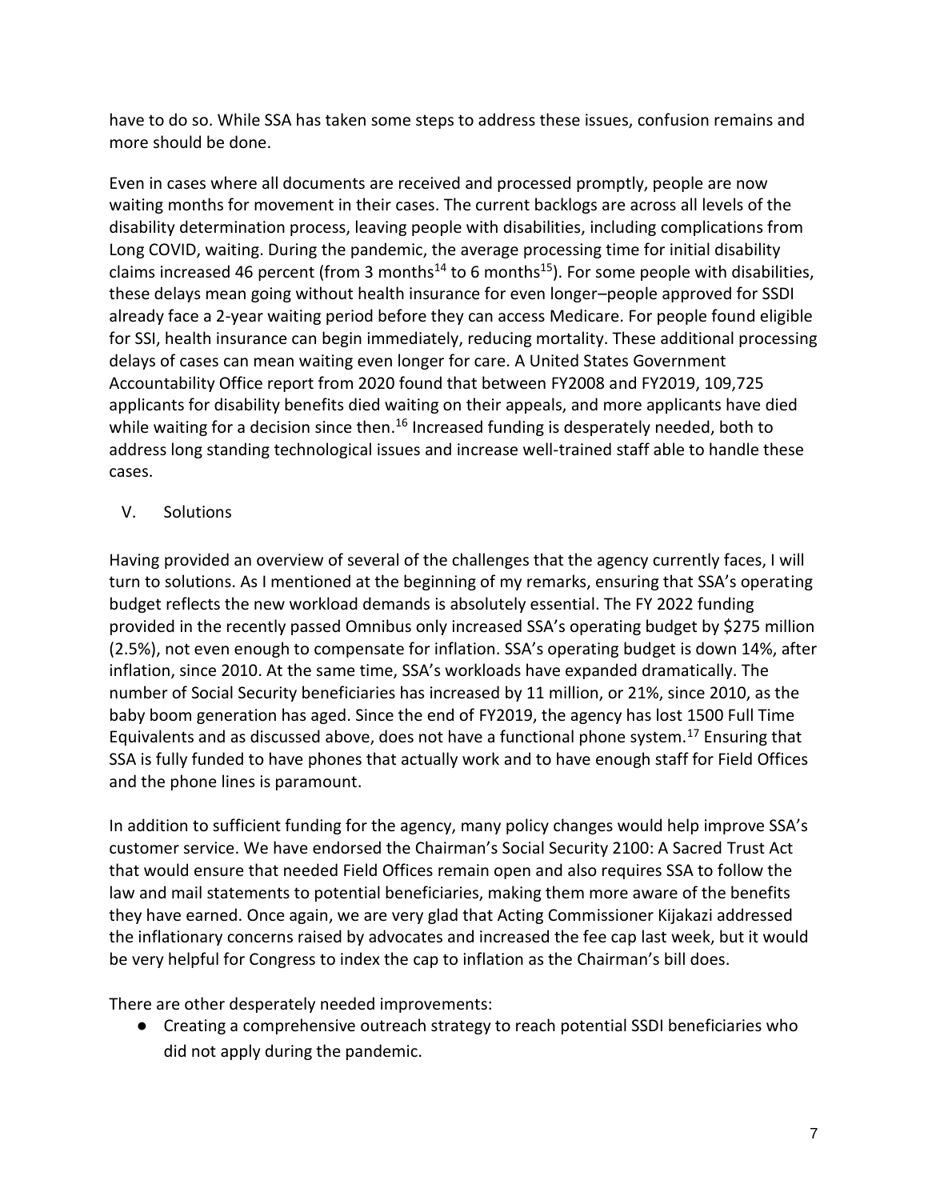have to do so. While SSA has taken some steps to address these issues, confusion remains and more should be done.

Even in cases where all documents are received and processed promptly, people are now waiting months for movement in their cases. The current backlogs are across all levels of the disability determination process, leaving people with disabilities, including complications from Long COVID, waiting. During the pandemic, the average processing time for initial disability claims increased 46 percent (from 3 months[14] to 6 months[15]). For some people with disabilities, these delays mean going without health insurance for even longer–people approved for SSDI already face a 2-year waiting period before they can access Medicare. For people found eligible for SSI, health insurance can begin immediately, reducing mortality. These additional processing delays of cases can mean waiting even longer for care. A United States Government Accountability Office report from 2020 found that between FY2008 and FY2019, 109,725 applicants for disability benefits died waiting on their appeals, and more applicants have died while waiting for a decision since then.[16] Increased funding is desperately needed, both to address long standing technological issues and increase well-trained staff able to handle these cases.

## V. Solutions

Having provided an overview of several of the challenges that the agency currently faces, I will turn to solutions. As I mentioned at the beginning of my remarks, ensuring that SSA's operating budget reflects the new workload demands is absolutely essential. The FY 2022 funding provided in the recently passed Omnibus only increased SSA's operating budget by $275 million (2.5%), not even enough to compensate for inflation. SSA's operating budget is down 14%, after inflation, since 2010. At the same time, SSA's workloads have expanded dramatically. The number of Social Security beneficiaries has increased by 11 million, or 21%, since 2010, as the baby boom generation has aged. Since the end of FY2019, the agency has lost 1500 Full Time Equivalents and as discussed above, does not have a functional phone system.[17] Ensuring that SSA is fully funded to have phones that actually work and to have enough staff for Field Offices and the phone lines is paramount.

In addition to sufficient funding for the agency, many policy changes would help improve SSA's customer service. We have endorsed the Chairman's Social Security 2100: A Sacred Trust Act that would ensure that needed Field Offices remain open and also requires SSA to follow the law and mail statements to potential beneficiaries, making them more aware of the benefits they have earned. Once again, we are very glad that Acting Commissioner Kijakazi addressed the inflationary concerns raised by advocates and increased the fee cap last week, but it would be very helpful for Congress to index the cap to inflation as the Chairman's bill does.

There are other desperately needed improvements:

- Creating a comprehensive outreach strategy to reach potential SSDI beneficiaries who did not apply during the pandemic.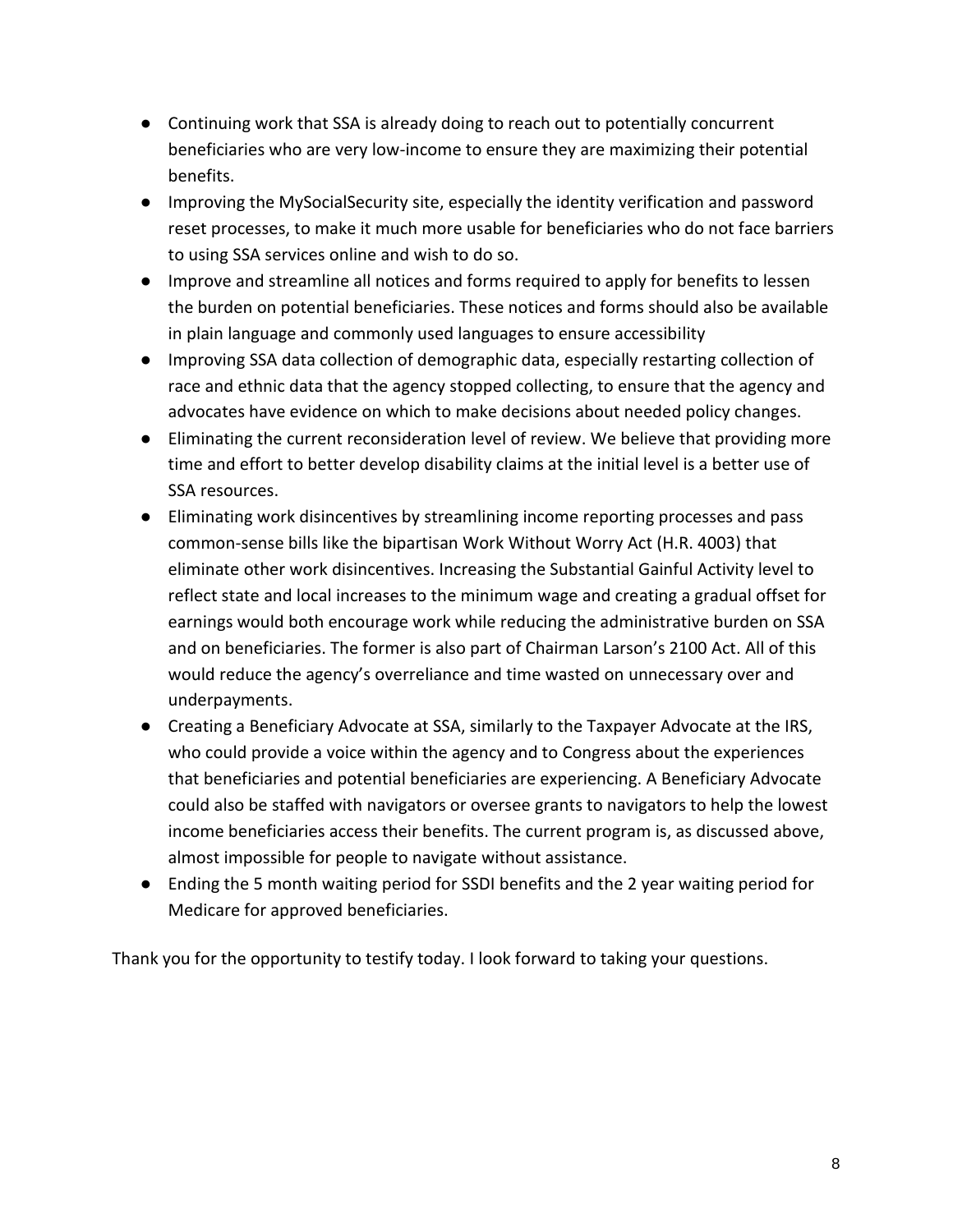- Continuing work that SSA is already doing to reach out to potentially concurrent beneficiaries who are very low-income to ensure they are maximizing their potential benefits.
- Improving the MySocialSecurity site, especially the identity verification and password reset processes, to make it much more usable for beneficiaries who do not face barriers to using SSA services online and wish to do so.
- Improve and streamline all notices and forms required to apply for benefits to lessen the burden on potential beneficiaries. These notices and forms should also be available in plain language and commonly used languages to ensure accessibility
- Improving SSA data collection of demographic data, especially restarting collection of race and ethnic data that the agency stopped collecting, to ensure that the agency and advocates have evidence on which to make decisions about needed policy changes.
- Eliminating the current reconsideration level of review. We believe that providing more time and effort to better develop disability claims at the initial level is a better use of SSA resources.
- Eliminating work disincentives by streamlining income reporting processes and pass common-sense bills like the bipartisan Work Without Worry Act (H.R. 4003) that eliminate other work disincentives. Increasing the Substantial Gainful Activity level to reflect state and local increases to the minimum wage and creating a gradual offset for earnings would both encourage work while reducing the administrative burden on SSA and on beneficiaries. The former is also part of Chairman Larson's 2100 Act. All of this would reduce the agency's overreliance and time wasted on unnecessary over and underpayments.
- Creating a Beneficiary Advocate at SSA, similarly to the Taxpayer Advocate at the IRS, who could provide a voice within the agency and to Congress about the experiences that beneficiaries and potential beneficiaries are experiencing. A Beneficiary Advocate could also be staffed with navigators or oversee grants to navigators to help the lowest income beneficiaries access their benefits. The current program is, as discussed above, almost impossible for people to navigate without assistance.
- Ending the 5 month waiting period for SSDI benefits and the 2 year waiting period for Medicare for approved beneficiaries.

Thank you for the opportunity to testify today. I look forward to taking your questions.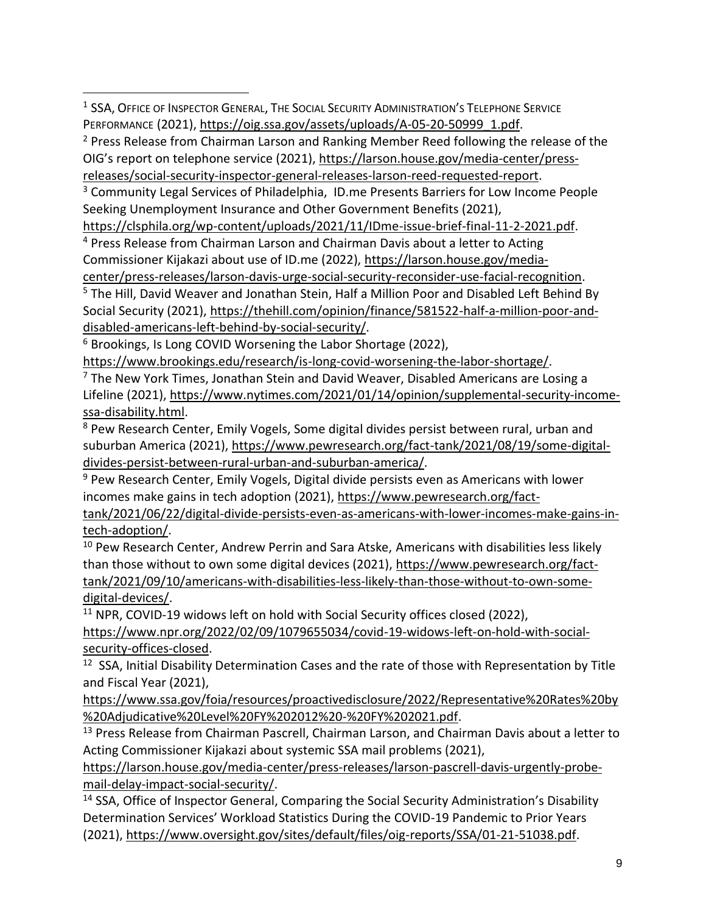[1] SSA, Office of Inspector General, The Social Security Administration's Telephone Service Performance (2021), https://oig.ssa.gov/assets/uploads/A-05-20-50999_1.pdf.

[2] Press Release from Chairman Larson and Ranking Member Reed following the release of the OIG's report on telephone service (2021), https://larson.house.gov/media-center/press-releases/social-security-inspector-general-releases-larson-reed-requested-report.

[3] Community Legal Services of Philadelphia, ID.me Presents Barriers for Low Income People Seeking Unemployment Insurance and Other Government Benefits (2021), https://clsphila.org/wp-content/uploads/2021/11/IDme-issue-brief-final-11-2-2021.pdf.

[4] Press Release from Chairman Larson and Chairman Davis about a letter to Acting Commissioner Kijakazi about use of ID.me (2022), https://larson.house.gov/media-center/press-releases/larson-davis-urge-social-security-reconsider-use-facial-recognition.

[5] The Hill, David Weaver and Jonathan Stein, Half a Million Poor and Disabled Left Behind By Social Security (2021), https://thehill.com/opinion/finance/581522-half-a-million-poor-and-disabled-americans-left-behind-by-social-security/.

[6] Brookings, Is Long COVID Worsening the Labor Shortage (2022), https://www.brookings.edu/research/is-long-covid-worsening-the-labor-shortage/.

[7] The New York Times, Jonathan Stein and David Weaver, Disabled Americans are Losing a Lifeline (2021), https://www.nytimes.com/2021/01/14/opinion/supplemental-security-income-ssa-disability.html.

[8] Pew Research Center, Emily Vogels, Some digital divides persist between rural, urban and suburban America (2021), https://www.pewresearch.org/fact-tank/2021/08/19/some-digital-divides-persist-between-rural-urban-and-suburban-america/.

[9] Pew Research Center, Emily Vogels, Digital divide persists even as Americans with lower incomes make gains in tech adoption (2021), https://www.pewresearch.org/fact-tank/2021/06/22/digital-divide-persists-even-as-americans-with-lower-incomes-make-gains-in-tech-adoption/.

[10] Pew Research Center, Andrew Perrin and Sara Atske, Americans with disabilities less likely than those without to own some digital devices (2021), https://www.pewresearch.org/fact-tank/2021/09/10/americans-with-disabilities-less-likely-than-those-without-to-own-some-digital-devices/.

[11] NPR, COVID-19 widows left on hold with Social Security offices closed (2022), https://www.npr.org/2022/02/09/1079655034/covid-19-widows-left-on-hold-with-social-security-offices-closed.

[12] SSA, Initial Disability Determination Cases and the rate of those with Representation by Title and Fiscal Year (2021), https://www.ssa.gov/foia/resources/proactivedisclosure/2022/Representative%20Rates%20by%20Adjudicative%20Level%20FY%202012%20-%20FY%202021.pdf.

[13] Press Release from Chairman Pascrell, Chairman Larson, and Chairman Davis about a letter to Acting Commissioner Kijakazi about systemic SSA mail problems (2021), https://larson.house.gov/media-center/press-releases/larson-pascrell-davis-urgently-probe-mail-delay-impact-social-security/.

[14] SSA, Office of Inspector General, Comparing the Social Security Administration's Disability Determination Services' Workload Statistics During the COVID-19 Pandemic to Prior Years (2021), https://www.oversight.gov/sites/default/files/oig-reports/SSA/01-21-51038.pdf.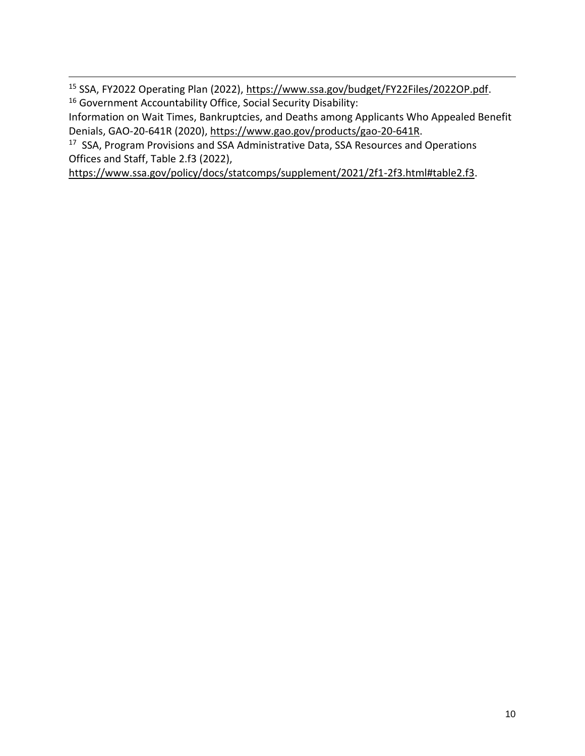[15] SSA, FY2022 Operating Plan (2022), https://www.ssa.gov/budget/FY22Files/2022OP.pdf.

[16] Government Accountability Office, Social Security Disability: Information on Wait Times, Bankruptcies, and Deaths among Applicants Who Appealed Benefit Denials, GAO-20-641R (2020), https://www.gao.gov/products/gao-20-641R.

[17] SSA, Program Provisions and SSA Administrative Data, SSA Resources and Operations Offices and Staff, Table 2.f3 (2022), https://www.ssa.gov/policy/docs/statcomps/supplement/2021/2f1-2f3.html#table2.f3.